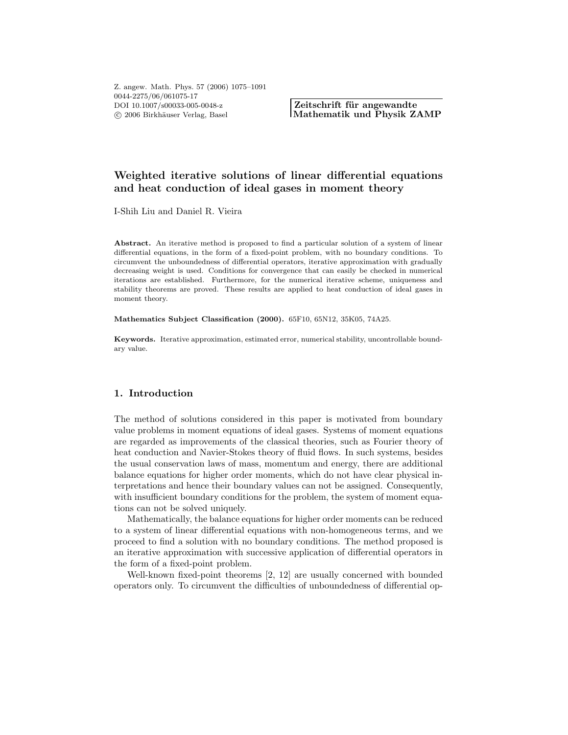# Weighted iterative solutions of linear differential equations and heat conduction of ideal gases in moment theory

I-Shih Liu and Daniel R. Vieira

**Abstract.** An iterative method is proposed to find a particular solution of a system of linear differential equations, in the form of a fixed-point problem, with no boundary conditions. To circumvent the unboundedness of differential operators, iterative approximation with gradually decreasing weight is used. Conditions for convergence that can easily be checked in numerical iterations are established. Furthermore, for the numerical iterative scheme, uniqueness and stability theorems are proved. These results are applied to heat conduction of ideal gases in moment theory.

**Mathematics Subject Classification (2000).** 65F10, 65N12, 35K05, 74A25.

**Keywords.** Iterative approximation, estimated error, numerical stability, uncontrollable boundary value.

## 1. Introduction

The method of solutions considered in this paper is motivated from boundary value problems in moment equations of ideal gases. Systems of moment equations are regarded as improvements of the classical theories, such as Fourier theory of heat conduction and Navier-Stokes theory of fluid flows. In such systems, besides the usual conservation laws of mass, momentum and energy, there are additional balance equations for higher order moments, which do not have clear physical interpretations and hence their boundary values can not be assigned. Consequently, with insufficient boundary conditions for the problem, the system of moment equations can not be solved uniquely.

Mathematically, the balance equations for higher order moments can be reduced to a system of linear differential equations with non-homogeneous terms, and we proceed to find a solution with no boundary conditions. The method proposed is an iterative approximation with successive application of differential operators in the form of a fixed-point problem.

Well-known fixed-point theorems [2, 12] are usually concerned with bounded operators only. To circumvent the difficulties of unboundedness of differential op-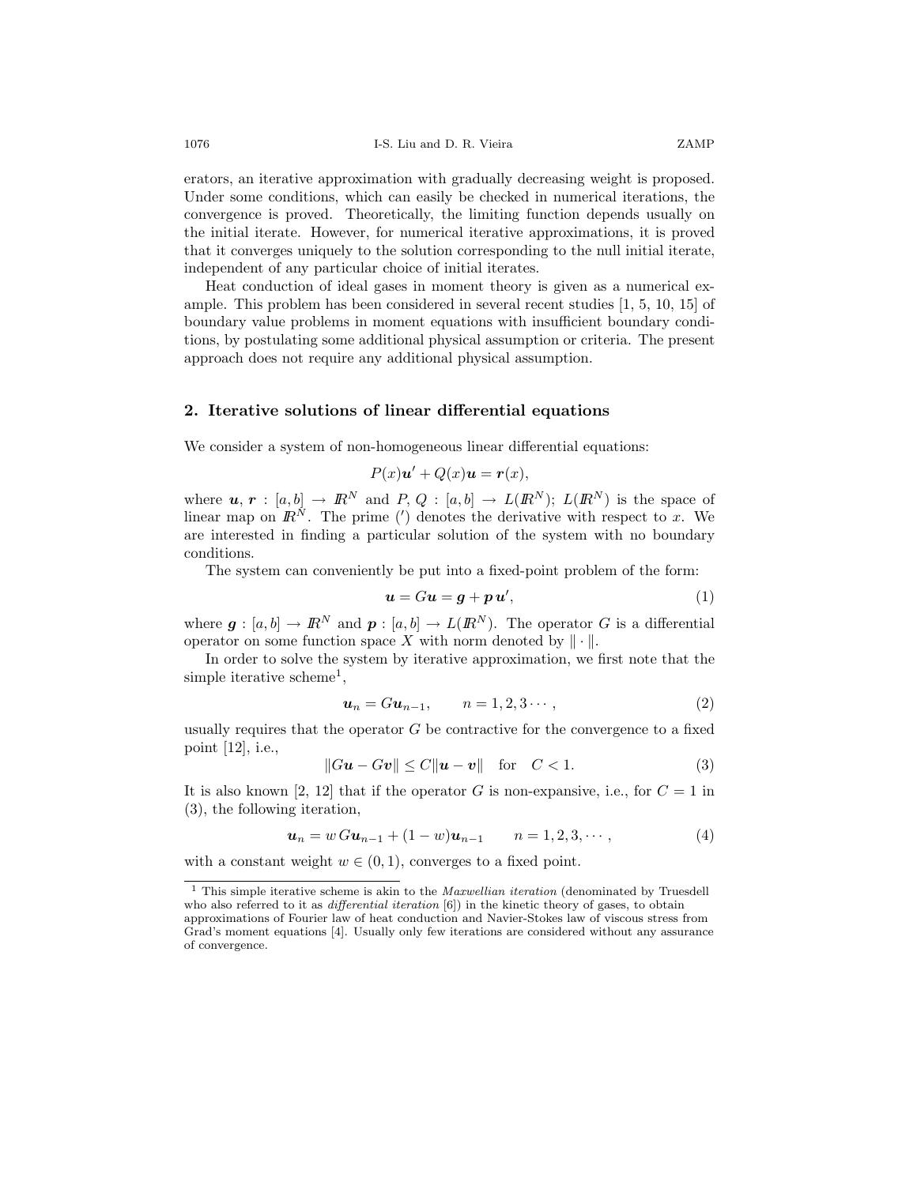erators, an iterative approximation with gradually decreasing weight is proposed. Under some conditions, which can easily be checked in numerical iterations, the convergence is proved. Theoretically, the limiting function depends usually on the initial iterate. However, for numerical iterative approximations, it is proved that it converges uniquely to the solution corresponding to the null initial iterate, independent of any particular choice of initial iterates.

Heat conduction of ideal gases in moment theory is given as a numerical example. This problem has been considered in several recent studies [1, 5, 10, 15] of boundary value problems in moment equations with insufficient boundary conditions, by postulating some additional physical assumption or criteria. The present approach does not require any additional physical assumption.

## 2. Iterative solutions of linear differential equations

We consider a system of non-homogeneous linear differential equations:

$$P(x)\boldsymbol{u}' + Q(x)\boldsymbol{u} = \boldsymbol{r}(x),$$

where $\boldsymbol{u}, \boldsymbol{r} : [a,b] \to I\!R^N$ and $P, Q : [a,b] \to L(I\!R^N)$; $L(I\!R^N)$ is the space of linear map on $I\!R^N$. The prime ($'$) denotes the derivative with respect to $x$. We are interested in finding a particular solution of the system with no boundary conditions.

The system can conveniently be put into a fixed-point problem of the form:

$$\boldsymbol{u} = G\boldsymbol{u} = \boldsymbol{g} + \boldsymbol{p}\,\boldsymbol{u}', \tag{1}$$

where $\boldsymbol{g} : [a,b] \to I\!R^N$ and $\boldsymbol{p} : [a,b] \to L(I\!R^N)$. The operator $G$ is a differential operator on some function space $X$ with norm denoted by $\|\cdot\|$.

In order to solve the system by iterative approximation, we first note that the simple iterative scheme[1],

$$\boldsymbol{u}_n = G\boldsymbol{u}_{n-1}, \qquad n = 1, 2, 3\cdots, \tag{2}$$

usually requires that the operator $G$ be contractive for the convergence to a fixed point [12], i.e.,

$$\|G\boldsymbol{u} - G\boldsymbol{v}\| \leq C\|\boldsymbol{u} - \boldsymbol{v}\| \quad \text{for} \quad C < 1. \tag{3}$$

It is also known [2, 12] that if the operator $G$ is non-expansive, i.e., for $C = 1$ in (3), the following iteration,

$$\boldsymbol{u}_n = w\,G\boldsymbol{u}_{n-1} + (1-w)\boldsymbol{u}_{n-1} \qquad n = 1, 2, 3, \cdots, \tag{4}$$

with a constant weight $w \in (0,1)$, converges to a fixed point.

[1] This simple iterative scheme is akin to the *Maxwellian iteration* (denominated by Truesdell who also referred to it as *differential iteration* [6]) in the kinetic theory of gases, to obtain approximations of Fourier law of heat conduction and Navier-Stokes law of viscous stress from Grad's moment equations [4]. Usually only few iterations are considered without any assurance of convergence.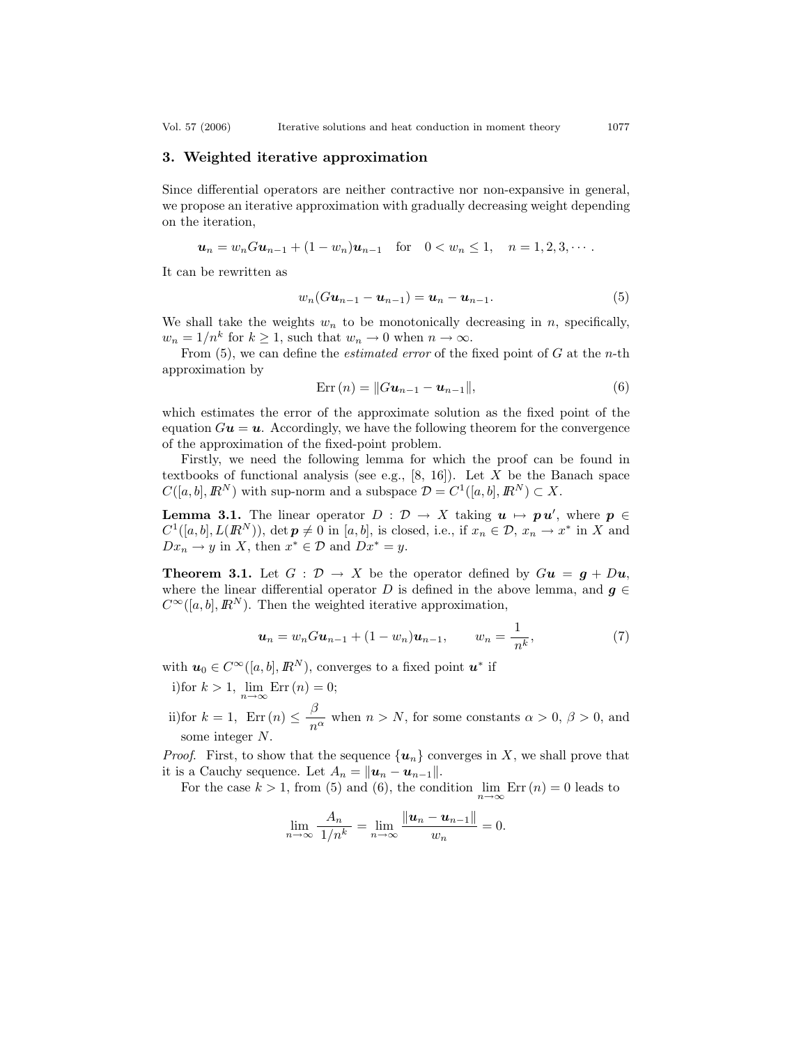## 3. Weighted iterative approximation

Since differential operators are neither contractive nor non-expansive in general, we propose an iterative approximation with gradually decreasing weight depending on the iteration,

$$\boldsymbol{u}_n = w_n G\boldsymbol{u}_{n-1} + (1 - w_n)\boldsymbol{u}_{n-1} \quad \text{for} \quad 0 < w_n \leq 1, \quad n = 1, 2, 3, \cdots .$$

It can be rewritten as

$$w_n(G\boldsymbol{u}_{n-1} - \boldsymbol{u}_{n-1}) = \boldsymbol{u}_n - \boldsymbol{u}_{n-1}. \tag{5}$$

We shall take the weights $w_n$ to be monotonically decreasing in $n$, specifically, $w_n = 1/n^k$ for $k \geq 1$, such that $w_n \to 0$ when $n \to \infty$.

From (5), we can define the *estimated error* of the fixed point of $G$ at the $n$-th approximation by

$$\text{Err}\,(n) = \|G\boldsymbol{u}_{n-1} - \boldsymbol{u}_{n-1}\|, \tag{6}$$

which estimates the error of the approximate solution as the fixed point of the equation $G\boldsymbol{u} = \boldsymbol{u}$. Accordingly, we have the following theorem for the convergence of the approximation of the fixed-point problem.

Firstly, we need the following lemma for which the proof can be found in textbooks of functional analysis (see e.g., [8, 16]). Let $X$ be the Banach space $C([a, b], I\!R^N)$ with sup-norm and a subspace $\mathcal{D} = C^1([a, b], I\!R^N) \subset X$.

**Lemma 3.1.** The linear operator $D : \mathcal{D} \to X$ taking $\boldsymbol{u} \mapsto \boldsymbol{p}\,\boldsymbol{u}'$, where $\boldsymbol{p} \in C^1([a, b], L(I\!R^N))$, $\det \boldsymbol{p} \neq 0$ in $[a, b]$, is closed, i.e., if $x_n \in \mathcal{D}$, $x_n \to x^*$ in $X$ and $Dx_n \to y$ in $X$, then $x^* \in \mathcal{D}$ and $Dx^* = y$.

**Theorem 3.1.** Let $G : \mathcal{D} \to X$ be the operator defined by $G\boldsymbol{u} = \boldsymbol{g} + D\boldsymbol{u}$, where the linear differential operator $D$ is defined in the above lemma, and $\boldsymbol{g} \in C^\infty([a, b], I\!R^N)$. Then the weighted iterative approximation,

$$\boldsymbol{u}_n = w_n G\boldsymbol{u}_{n-1} + (1 - w_n)\boldsymbol{u}_{n-1}, \qquad w_n = \frac{1}{n^k}, \tag{7}$$

with $\boldsymbol{u}_0 \in C^\infty([a, b], I\!R^N)$, converges to a fixed point $\boldsymbol{u}^*$ if

i) for $k > 1$, $\lim_{n\to\infty} \text{Err}\,(n) = 0$;

ii) for $k = 1$, $\text{Err}\,(n) \leq \dfrac{\beta}{n^\alpha}$ when $n > N$, for some constants $\alpha > 0$, $\beta > 0$, and some integer $N$.

*Proof.* First, to show that the sequence $\{\boldsymbol{u}_n\}$ converges in $X$, we shall prove that it is a Cauchy sequence. Let $A_n = \|\boldsymbol{u}_n - \boldsymbol{u}_{n-1}\|$.

For the case $k > 1$, from (5) and (6), the condition $\lim_{n\to\infty} \text{Err}\,(n) = 0$ leads to

$$\lim_{n\to\infty} \frac{A_n}{1/n^k} = \lim_{n\to\infty} \frac{\|\boldsymbol{u}_n - \boldsymbol{u}_{n-1}\|}{w_n} = 0.$$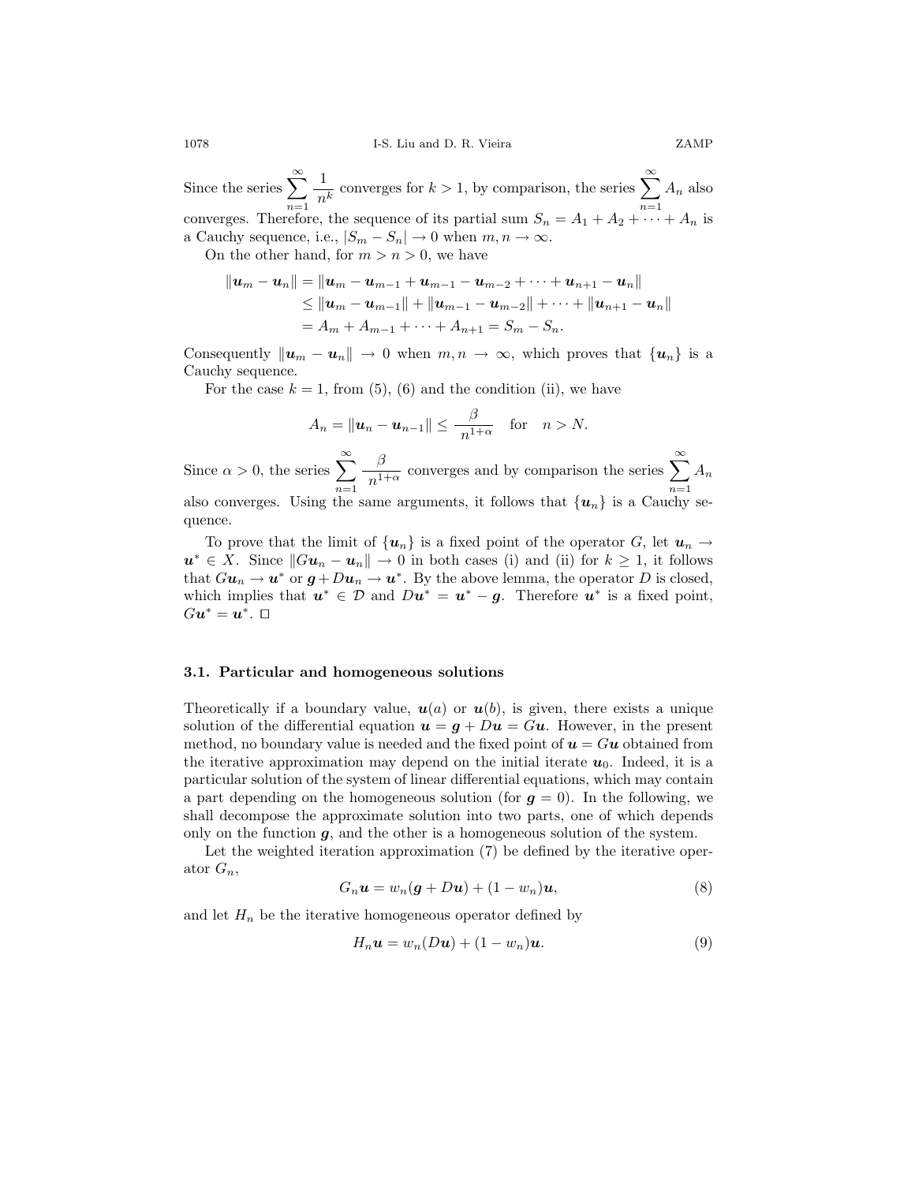Since the series $\sum_{n=1}^{\infty} \frac{1}{n^k}$ converges for $k > 1$, by comparison, the series $\sum_{n=1}^{\infty} A_n$ also converges. Therefore, the sequence of its partial sum $S_n = A_1 + A_2 + \cdots + A_n$ is a Cauchy sequence, i.e., $|S_m - S_n| \to 0$ when $m, n \to \infty$.

On the other hand, for $m > n > 0$, we have

$$
\begin{aligned}
\|\boldsymbol{u}_m - \boldsymbol{u}_n\| &= \|\boldsymbol{u}_m - \boldsymbol{u}_{m-1} + \boldsymbol{u}_{m-1} - \boldsymbol{u}_{m-2} + \cdots + \boldsymbol{u}_{n+1} - \boldsymbol{u}_n\| \\
&\leq \|\boldsymbol{u}_m - \boldsymbol{u}_{m-1}\| + \|\boldsymbol{u}_{m-1} - \boldsymbol{u}_{m-2}\| + \cdots + \|\boldsymbol{u}_{n+1} - \boldsymbol{u}_n\| \\
&= A_m + A_{m-1} + \cdots + A_{n+1} = S_m - S_n.
\end{aligned}
$$

Consequently $\|\boldsymbol{u}_m - \boldsymbol{u}_n\| \to 0$ when $m, n \to \infty$, which proves that $\{\boldsymbol{u}_n\}$ is a Cauchy sequence.

For the case $k = 1$, from (5), (6) and the condition (ii), we have

$$
A_n = \|\boldsymbol{u}_n - \boldsymbol{u}_{n-1}\| \leq \frac{\beta}{n^{1+\alpha}} \quad \text{for} \quad n > N.
$$

Since $\alpha > 0$, the series $\sum_{n=1}^{\infty} \frac{\beta}{n^{1+\alpha}}$ converges and by comparison the series $\sum_{n=1}^{\infty} A_n$ also converges. Using the same arguments, it follows that $\{\boldsymbol{u}_n\}$ is a Cauchy sequence.

To prove that the limit of $\{\boldsymbol{u}_n\}$ is a fixed point of the operator $G$, let $\boldsymbol{u}_n \to \boldsymbol{u}^* \in X$. Since $\|G\boldsymbol{u}_n - \boldsymbol{u}_n\| \to 0$ in both cases (i) and (ii) for $k \geq 1$, it follows that $G\boldsymbol{u}_n \to \boldsymbol{u}^*$ or $\boldsymbol{g} + D\boldsymbol{u}_n \to \boldsymbol{u}^*$. By the above lemma, the operator $D$ is closed, which implies that $\boldsymbol{u}^* \in \mathcal{D}$ and $D\boldsymbol{u}^* = \boldsymbol{u}^* - \boldsymbol{g}$. Therefore $\boldsymbol{u}^*$ is a fixed point, $G\boldsymbol{u}^* = \boldsymbol{u}^*$. □

### 3.1. Particular and homogeneous solutions

Theoretically if a boundary value, $\boldsymbol{u}(a)$ or $\boldsymbol{u}(b)$, is given, there exists a unique solution of the differential equation $\boldsymbol{u} = \boldsymbol{g} + D\boldsymbol{u} = G\boldsymbol{u}$. However, in the present method, no boundary value is needed and the fixed point of $\boldsymbol{u} = G\boldsymbol{u}$ obtained from the iterative approximation may depend on the initial iterate $\boldsymbol{u}_0$. Indeed, it is a particular solution of the system of linear differential equations, which may contain a part depending on the homogeneous solution (for $\boldsymbol{g} = 0$). In the following, we shall decompose the approximate solution into two parts, one of which depends only on the function $\boldsymbol{g}$, and the other is a homogeneous solution of the system.

Let the weighted iteration approximation (7) be defined by the iterative operator $G_n$,

$$
G_n\boldsymbol{u} = w_n(\boldsymbol{g} + D\boldsymbol{u}) + (1 - w_n)\boldsymbol{u}, \tag{8}
$$

and let $H_n$ be the iterative homogeneous operator defined by

$$
H_n\boldsymbol{u} = w_n(D\boldsymbol{u}) + (1 - w_n)\boldsymbol{u}. \tag{9}
$$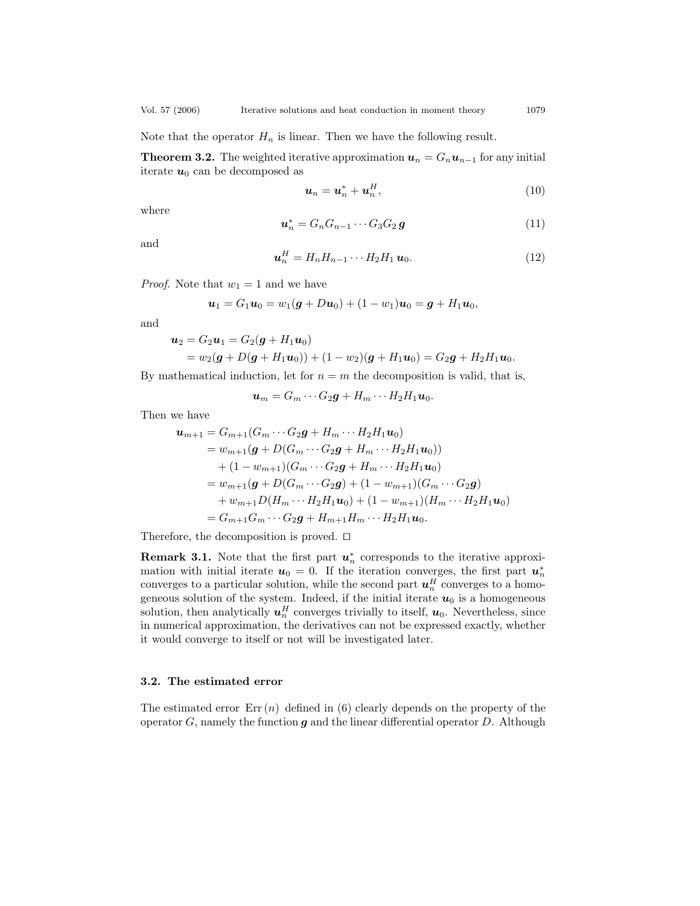Note that the operator $H_n$ is linear. Then we have the following result.

**Theorem 3.2.** The weighted iterative approximation $\boldsymbol{u}_n = G_n \boldsymbol{u}_{n-1}$ for any initial iterate $\boldsymbol{u}_0$ can be decomposed as

$$\boldsymbol{u}_n = \boldsymbol{u}_n^* + \boldsymbol{u}_n^H, \tag{10}$$

where

$$\boldsymbol{u}_n^* = G_n G_{n-1} \cdots G_3 G_2 \, \boldsymbol{g} \tag{11}$$

and

$$\boldsymbol{u}_n^H = H_n H_{n-1} \cdots H_2 H_1 \, \boldsymbol{u}_0. \tag{12}$$

*Proof.* Note that $w_1 = 1$ and we have

$$\boldsymbol{u}_1 = G_1 \boldsymbol{u}_0 = w_1(\boldsymbol{g} + D\boldsymbol{u}_0) + (1 - w_1)\boldsymbol{u}_0 = \boldsymbol{g} + H_1 \boldsymbol{u}_0,$$

and

$$\begin{aligned}
\boldsymbol{u}_2 &= G_2 \boldsymbol{u}_1 = G_2(\boldsymbol{g} + H_1 \boldsymbol{u}_0) \\
&= w_2(\boldsymbol{g} + D(\boldsymbol{g} + H_1 \boldsymbol{u}_0)) + (1 - w_2)(\boldsymbol{g} + H_1 \boldsymbol{u}_0) = G_2 \boldsymbol{g} + H_2 H_1 \boldsymbol{u}_0.
\end{aligned}$$

By mathematical induction, let for $n = m$ the decomposition is valid, that is,

$$\boldsymbol{u}_m = G_m \cdots G_2 \boldsymbol{g} + H_m \cdots H_2 H_1 \boldsymbol{u}_0.$$

Then we have

$$\begin{aligned}
\boldsymbol{u}_{m+1} &= G_{m+1}(G_m \cdots G_2 \boldsymbol{g} + H_m \cdots H_2 H_1 \boldsymbol{u}_0) \\
&= w_{m+1}(\boldsymbol{g} + D(G_m \cdots G_2 \boldsymbol{g} + H_m \cdots H_2 H_1 \boldsymbol{u}_0)) \\
&\quad + (1 - w_{m+1})(G_m \cdots G_2 \boldsymbol{g} + H_m \cdots H_2 H_1 \boldsymbol{u}_0) \\
&= w_{m+1}(\boldsymbol{g} + D(G_m \cdots G_2 \boldsymbol{g}) + (1 - w_{m+1})(G_m \cdots G_2 \boldsymbol{g}) \\
&\quad + w_{m+1} D(H_m \cdots H_2 H_1 \boldsymbol{u}_0) + (1 - w_{m+1})(H_m \cdots H_2 H_1 \boldsymbol{u}_0) \\
&= G_{m+1} G_m \cdots G_2 \boldsymbol{g} + H_{m+1} H_m \cdots H_2 H_1 \boldsymbol{u}_0.
\end{aligned}$$

Therefore, the decomposition is proved. □

**Remark 3.1.** Note that the first part $\boldsymbol{u}_n^*$ corresponds to the iterative approximation with initial iterate $\boldsymbol{u}_0 = 0$. If the iteration converges, the first part $\boldsymbol{u}_n^*$ converges to a particular solution, while the second part $\boldsymbol{u}_n^H$ converges to a homogeneous solution of the system. Indeed, if the initial iterate $\boldsymbol{u}_0$ is a homogeneous solution, then analytically $\boldsymbol{u}_n^H$ converges trivially to itself, $\boldsymbol{u}_0$. Nevertheless, since in numerical approximation, the derivatives can not be expressed exactly, whether it would converge to itself or not will be investigated later.

### 3.2. The estimated error

The estimated error $\operatorname{Err}(n)$ defined in (6) clearly depends on the property of the operator $G$, namely the function $\boldsymbol{g}$ and the linear differential operator $D$. Although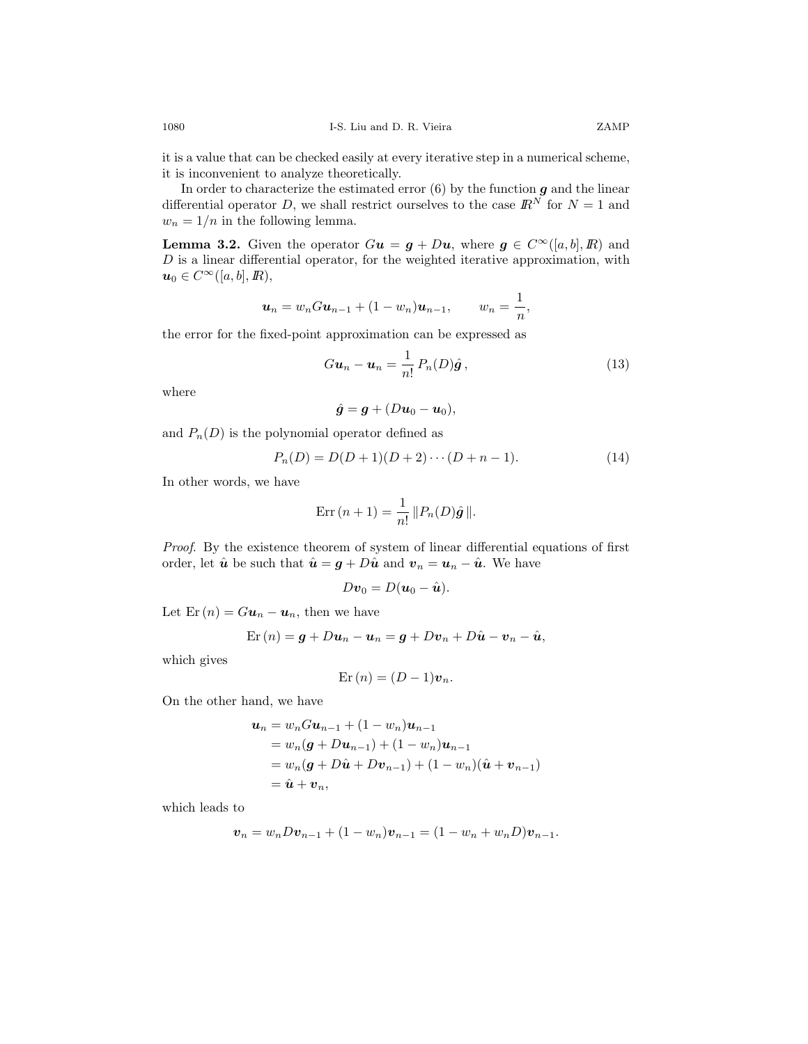it is a value that can be checked easily at every iterative step in a numerical scheme, it is inconvenient to analyze theoretically.

In order to characterize the estimated error (6) by the function $\boldsymbol{g}$ and the linear differential operator $D$, we shall restrict ourselves to the case $I\!R^N$ for $N = 1$ and $w_n = 1/n$ in the following lemma.

**Lemma 3.2.** Given the operator $G\boldsymbol{u} = \boldsymbol{g} + D\boldsymbol{u}$, where $\boldsymbol{g} \in C^\infty([a,b], I\!R)$ and $D$ is a linear differential operator, for the weighted iterative approximation, with $\boldsymbol{u}_0 \in C^\infty([a,b], I\!R)$,

$$\boldsymbol{u}_n = w_n G\boldsymbol{u}_{n-1} + (1 - w_n)\boldsymbol{u}_{n-1}, \qquad w_n = \frac{1}{n},$$

the error for the fixed-point approximation can be expressed as

$$G\boldsymbol{u}_n - \boldsymbol{u}_n = \frac{1}{n!}\, P_n(D)\hat{\boldsymbol{g}}\,, \tag{13}$$

where

$$\hat{\boldsymbol{g}} = \boldsymbol{g} + (D\boldsymbol{u}_0 - \boldsymbol{u}_0),$$

and $P_n(D)$ is the polynomial operator defined as

$$P_n(D) = D(D+1)(D+2)\cdots(D+n-1). \tag{14}$$

In other words, we have

$$\mathrm{Err}\,(n+1) = \frac{1}{n!}\,\|P_n(D)\hat{\boldsymbol{g}}\,\|.$$

*Proof.* By the existence theorem of system of linear differential equations of first order, let $\hat{\boldsymbol{u}}$ be such that $\hat{\boldsymbol{u}} = \boldsymbol{g} + D\hat{\boldsymbol{u}}$ and $\boldsymbol{v}_n = \boldsymbol{u}_n - \hat{\boldsymbol{u}}$. We have

$$D\boldsymbol{v}_0 = D(\boldsymbol{u}_0 - \hat{\boldsymbol{u}}).$$

Let $\mathrm{Er}\,(n) = G\boldsymbol{u}_n - \boldsymbol{u}_n$, then we have

$$\mathrm{Er}\,(n) = \boldsymbol{g} + D\boldsymbol{u}_n - \boldsymbol{u}_n = \boldsymbol{g} + D\boldsymbol{v}_n + D\hat{\boldsymbol{u}} - \boldsymbol{v}_n - \hat{\boldsymbol{u}},$$

which gives

$$\mathrm{Er}\,(n) = (D-1)\boldsymbol{v}_n.$$

On the other hand, we have

$$\begin{aligned}
\boldsymbol{u}_n &= w_n G\boldsymbol{u}_{n-1} + (1-w_n)\boldsymbol{u}_{n-1} \\
&= w_n(\boldsymbol{g} + D\boldsymbol{u}_{n-1}) + (1-w_n)\boldsymbol{u}_{n-1} \\
&= w_n(\boldsymbol{g} + D\hat{\boldsymbol{u}} + D\boldsymbol{v}_{n-1}) + (1-w_n)(\hat{\boldsymbol{u}} + \boldsymbol{v}_{n-1}) \\
&= \hat{\boldsymbol{u}} + \boldsymbol{v}_n,
\end{aligned}$$

which leads to

$$\boldsymbol{v}_n = w_n D\boldsymbol{v}_{n-1} + (1-w_n)\boldsymbol{v}_{n-1} = (1 - w_n + w_n D)\boldsymbol{v}_{n-1}.$$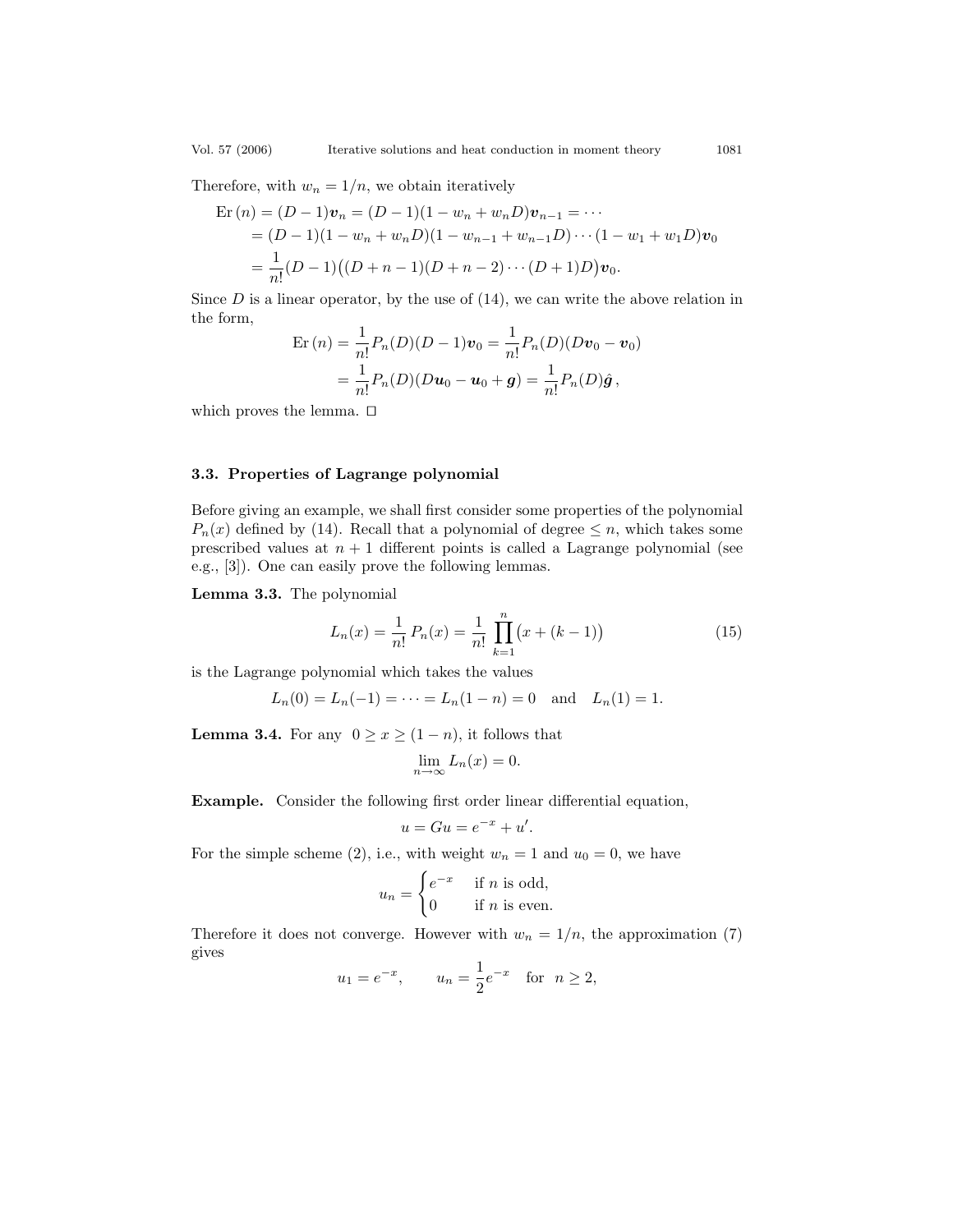Therefore, with $w_n = 1/n$, we obtain iteratively

$$
\begin{aligned}
\mathrm{Er}\,(n) &= (D-1)\boldsymbol{v}_n = (D-1)(1-w_n+w_nD)\boldsymbol{v}_{n-1} = \cdots \\
&= (D-1)(1-w_n+w_nD)(1-w_{n-1}+w_{n-1}D)\cdots(1-w_1+w_1D)\boldsymbol{v}_0 \\
&= \frac{1}{n!}(D-1)\big((D+n-1)(D+n-2)\cdots(D+1)D\big)\boldsymbol{v}_0.
\end{aligned}
$$

Since $D$ is a linear operator, by the use of (14), we can write the above relation in the form,

$$
\begin{aligned}
\mathrm{Er}\,(n) &= \frac{1}{n!}P_n(D)(D-1)\boldsymbol{v}_0 = \frac{1}{n!}P_n(D)(D\boldsymbol{v}_0 - \boldsymbol{v}_0) \\
&= \frac{1}{n!}P_n(D)(D\boldsymbol{u}_0 - \boldsymbol{u}_0 + \boldsymbol{g}) = \frac{1}{n!}P_n(D)\hat{\boldsymbol{g}}\,,
\end{aligned}
$$

which proves the lemma. □

### 3.3. Properties of Lagrange polynomial

Before giving an example, we shall first consider some properties of the polynomial $P_n(x)$ defined by (14). Recall that a polynomial of degree $\leq n$, which takes some prescribed values at $n+1$ different points is called a Lagrange polynomial (see e.g., [3]). One can easily prove the following lemmas.

**Lemma 3.3.** The polynomial

$$
L_n(x) = \frac{1}{n!}\,P_n(x) = \frac{1}{n!}\,\prod_{k=1}^{n}\big(x+(k-1)\big) \tag{15}
$$

is the Lagrange polynomial which takes the values

$$
L_n(0) = L_n(-1) = \cdots = L_n(1-n) = 0 \quad \text{and} \quad L_n(1) = 1.
$$

**Lemma 3.4.** For any $0 \geq x \geq (1-n)$, it follows that

$$
\lim_{n\to\infty} L_n(x) = 0.
$$

**Example.** Consider the following first order linear differential equation,

$$
u = Gu = e^{-x} + u'.
$$

For the simple scheme (2), i.e., with weight $w_n = 1$ and $u_0 = 0$, we have

$$
u_n = \begin{cases} e^{-x} & \text{if } n \text{ is odd}, \\ 0 & \text{if } n \text{ is even}. \end{cases}
$$

Therefore it does not converge. However with $w_n = 1/n$, the approximation (7) gives

$$
u_1 = e^{-x}, \qquad u_n = \frac{1}{2}e^{-x} \quad \text{for} \ \ n \geq 2,
$$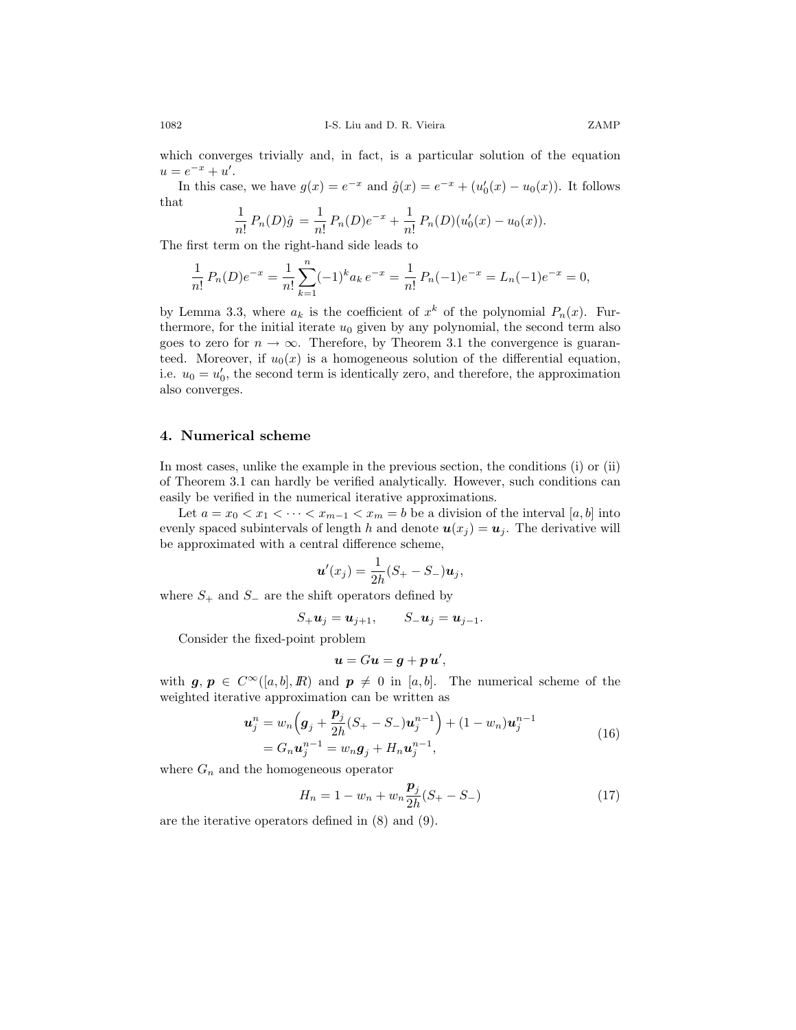which converges trivially and, in fact, is a particular solution of the equation $u = e^{-x} + u'$.

In this case, we have $g(x) = e^{-x}$ and $\hat{g}(x) = e^{-x} + (u_0'(x) - u_0(x))$. It follows that

$$\frac{1}{n!}\, P_n(D)\hat{g} = \frac{1}{n!}\, P_n(D)e^{-x} + \frac{1}{n!}\, P_n(D)(u_0'(x) - u_0(x)).$$

The first term on the right-hand side leads to

$$\frac{1}{n!}\, P_n(D)e^{-x} = \frac{1}{n!}\sum_{k=1}^{n}(-1)^k a_k\, e^{-x} = \frac{1}{n!}\, P_n(-1)e^{-x} = L_n(-1)e^{-x} = 0,$$

by Lemma 3.3, where $a_k$ is the coefficient of $x^k$ of the polynomial $P_n(x)$. Furthermore, for the initial iterate $u_0$ given by any polynomial, the second term also goes to zero for $n \to \infty$. Therefore, by Theorem 3.1 the convergence is guaranteed. Moreover, if $u_0(x)$ is a homogeneous solution of the differential equation, i.e. $u_0 = u_0'$, the second term is identically zero, and therefore, the approximation also converges.

## 4. Numerical scheme

In most cases, unlike the example in the previous section, the conditions (i) or (ii) of Theorem 3.1 can hardly be verified analytically. However, such conditions can easily be verified in the numerical iterative approximations.

Let $a = x_0 < x_1 < \cdots < x_{m-1} < x_m = b$ be a division of the interval $[a, b]$ into evenly spaced subintervals of length $h$ and denote $\boldsymbol{u}(x_j) = \boldsymbol{u}_j$. The derivative will be approximated with a central difference scheme,

$$\boldsymbol{u}'(x_j) = \frac{1}{2h}(S_+ - S_-)\boldsymbol{u}_j,$$

where $S_+$ and $S_-$ are the shift operators defined by

$$S_+\boldsymbol{u}_j = \boldsymbol{u}_{j+1}, \qquad S_-\boldsymbol{u}_j = \boldsymbol{u}_{j-1}.$$

Consider the fixed-point problem

$$\boldsymbol{u} = G\boldsymbol{u} = \boldsymbol{g} + \boldsymbol{p}\,\boldsymbol{u}',$$

with $\boldsymbol{g}, \boldsymbol{p} \in C^\infty([a, b], I\!R)$ and $\boldsymbol{p} \neq 0$ in $[a, b]$. The numerical scheme of the weighted iterative approximation can be written as

$$\begin{aligned} \boldsymbol{u}_j^n &= w_n\Big(\boldsymbol{g}_j + \frac{\boldsymbol{p}_j}{2h}(S_+ - S_-)\boldsymbol{u}_j^{n-1}\Big) + (1 - w_n)\boldsymbol{u}_j^{n-1} \\ &= G_n\boldsymbol{u}_j^{n-1} = w_n\boldsymbol{g}_j + H_n\boldsymbol{u}_j^{n-1}, \end{aligned} \tag{16}$$

where $G_n$ and the homogeneous operator

$$H_n = 1 - w_n + w_n\frac{\boldsymbol{p}_j}{2h}(S_+ - S_-) \tag{17}$$

are the iterative operators defined in (8) and (9).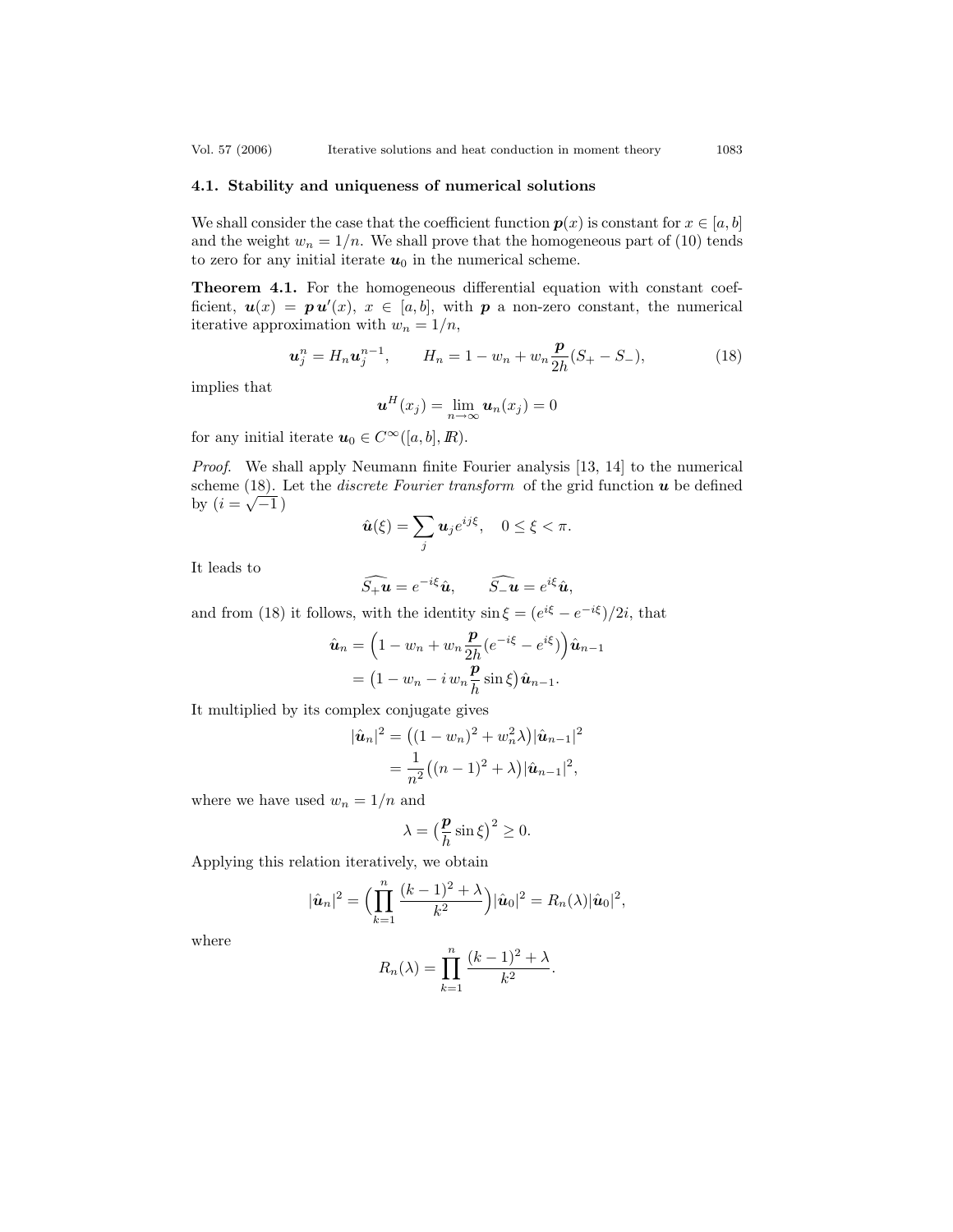### 4.1. Stability and uniqueness of numerical solutions

We shall consider the case that the coefficient function $\boldsymbol{p}(x)$ is constant for $x \in [a, b]$ and the weight $w_n = 1/n$. We shall prove that the homogeneous part of (10) tends to zero for any initial iterate $\boldsymbol{u}_0$ in the numerical scheme.

**Theorem 4.1.** For the homogeneous differential equation with constant coefficient, $\boldsymbol{u}(x) = \boldsymbol{p}\,\boldsymbol{u}'(x)$, $x \in [a, b]$, with $\boldsymbol{p}$ a non-zero constant, the numerical iterative approximation with $w_n = 1/n$,

$$\boldsymbol{u}_j^n = H_n \boldsymbol{u}_j^{n-1}, \qquad H_n = 1 - w_n + w_n \frac{\boldsymbol{p}}{2h}(S_+ - S_-), \tag{18}$$

implies that

$$\boldsymbol{u}^H(x_j) = \lim_{n\to\infty} \boldsymbol{u}_n(x_j) = 0$$

for any initial iterate $\boldsymbol{u}_0 \in C^\infty([a, b], \mathbb{R})$.

*Proof.* We shall apply Neumann finite Fourier analysis [13, 14] to the numerical scheme (18). Let the *discrete Fourier transform* of the grid function $\boldsymbol{u}$ be defined by ($i = \sqrt{-1}$)

$$\hat{\boldsymbol{u}}(\xi) = \sum_j \boldsymbol{u}_j e^{ij\xi}, \quad 0 \le \xi < \pi.$$

It leads to

$$\widehat{S_+\boldsymbol{u}} = e^{-i\xi}\hat{\boldsymbol{u}}, \qquad \widehat{S_-\boldsymbol{u}} = e^{i\xi}\hat{\boldsymbol{u}},$$

and from (18) it follows, with the identity $\sin\xi = (e^{i\xi} - e^{-i\xi})/2i$, that

$$\begin{aligned}
\hat{\boldsymbol{u}}_n &= \Big(1 - w_n + w_n \frac{\boldsymbol{p}}{2h}(e^{-i\xi} - e^{i\xi})\Big)\hat{\boldsymbol{u}}_{n-1} \\
&= \big(1 - w_n - i\, w_n \frac{\boldsymbol{p}}{h}\sin\xi\big)\hat{\boldsymbol{u}}_{n-1}.
\end{aligned}$$

It multiplied by its complex conjugate gives

$$\begin{aligned}
|\hat{\boldsymbol{u}}_n|^2 &= \big((1 - w_n)^2 + w_n^2\lambda\big)|\hat{\boldsymbol{u}}_{n-1}|^2 \\
&= \frac{1}{n^2}\big((n-1)^2 + \lambda\big)|\hat{\boldsymbol{u}}_{n-1}|^2,
\end{aligned}$$

where we have used $w_n = 1/n$ and

$$\lambda = \big(\frac{\boldsymbol{p}}{h}\sin\xi\big)^2 \ge 0.$$

Applying this relation iteratively, we obtain

$$|\hat{\boldsymbol{u}}_n|^2 = \Big(\prod_{k=1}^{n} \frac{(k-1)^2 + \lambda}{k^2}\Big)|\hat{\boldsymbol{u}}_0|^2 = R_n(\lambda)|\hat{\boldsymbol{u}}_0|^2,$$

where

$$R_n(\lambda) = \prod_{k=1}^{n} \frac{(k-1)^2 + \lambda}{k^2}.$$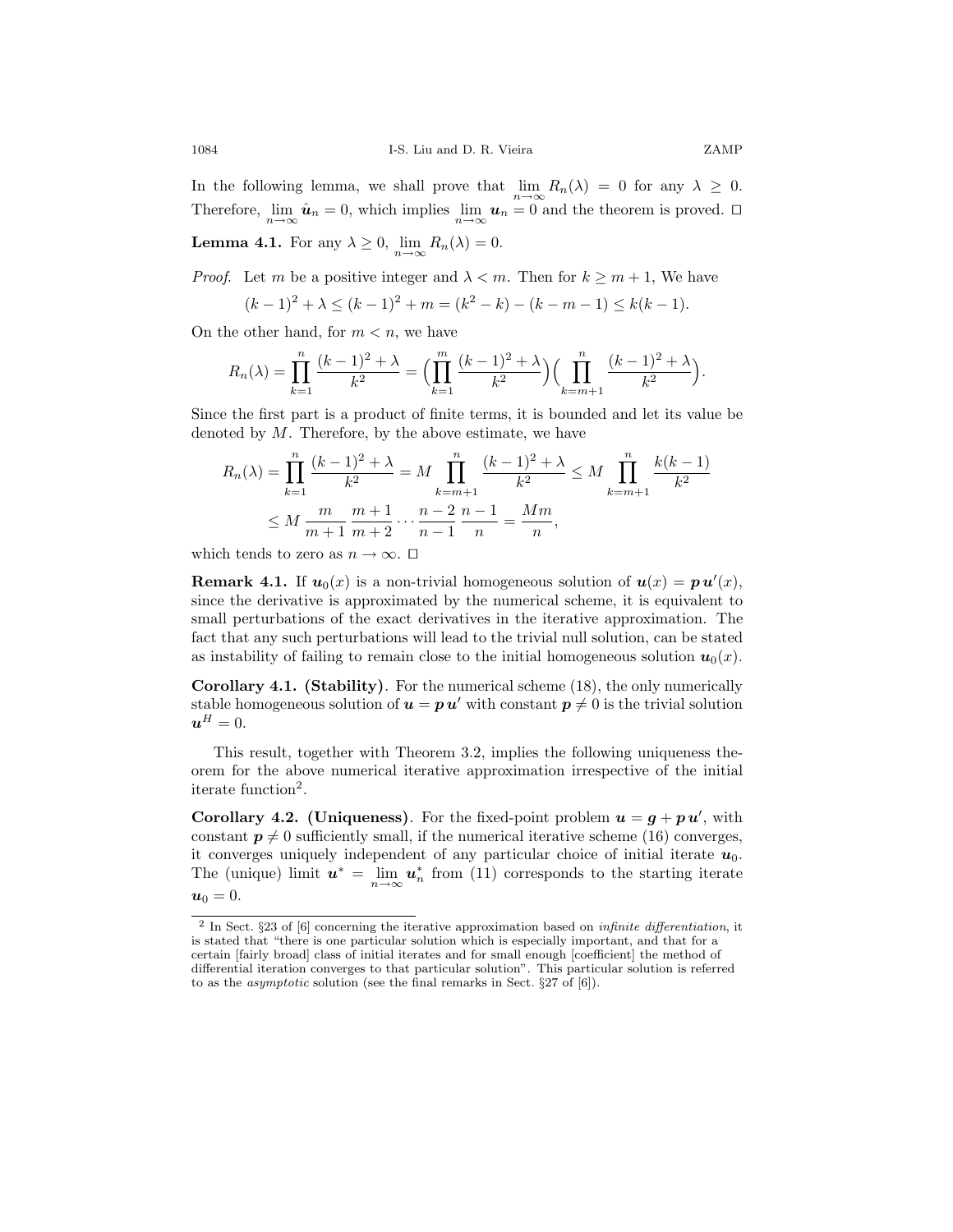In the following lemma, we shall prove that $\lim_{n\to\infty} R_n(\lambda) = 0$ for any $\lambda \geq 0$. Therefore, $\lim_{n\to\infty} \hat{\boldsymbol{u}}_n = 0$, which implies $\lim_{n\to\infty} \boldsymbol{u}_n = 0$ and the theorem is proved. □

**Lemma 4.1.** For any $\lambda \geq 0$, $\lim_{n\to\infty} R_n(\lambda) = 0$.

*Proof.* Let $m$ be a positive integer and $\lambda < m$. Then for $k \geq m+1$, We have

$$(k-1)^2 + \lambda \leq (k-1)^2 + m = (k^2 - k) - (k - m - 1) \leq k(k-1).$$

On the other hand, for $m < n$, we have

$$R_n(\lambda) = \prod_{k=1}^{n} \frac{(k-1)^2 + \lambda}{k^2} = \Big( \prod_{k=1}^{m} \frac{(k-1)^2 + \lambda}{k^2} \Big) \Big( \prod_{k=m+1}^{n} \frac{(k-1)^2 + \lambda}{k^2} \Big).$$

Since the first part is a product of finite terms, it is bounded and let its value be denoted by $M$. Therefore, by the above estimate, we have

$$\begin{aligned} R_n(\lambda) &= \prod_{k=1}^{n} \frac{(k-1)^2 + \lambda}{k^2} = M \prod_{k=m+1}^{n} \frac{(k-1)^2 + \lambda}{k^2} \leq M \prod_{k=m+1}^{n} \frac{k(k-1)}{k^2} \\ &\leq M \, \frac{m}{m+1} \, \frac{m+1}{m+2} \cdots \frac{n-2}{n-1} \, \frac{n-1}{n} = \frac{Mm}{n}, \end{aligned}$$

which tends to zero as $n \to \infty$. □

**Remark 4.1.** If $\boldsymbol{u}_0(x)$ is a non-trivial homogeneous solution of $\boldsymbol{u}(x) = \boldsymbol{p}\,\boldsymbol{u}'(x)$, since the derivative is approximated by the numerical scheme, it is equivalent to small perturbations of the exact derivatives in the iterative approximation. The fact that any such perturbations will lead to the trivial null solution, can be stated as instability of failing to remain close to the initial homogeneous solution $\boldsymbol{u}_0(x)$.

**Corollary 4.1. (Stability)**. For the numerical scheme (18), the only numerically stable homogeneous solution of $\boldsymbol{u} = \boldsymbol{p}\,\boldsymbol{u}'$ with constant $\boldsymbol{p} \neq 0$ is the trivial solution $\boldsymbol{u}^H = 0$.

This result, together with Theorem 3.2, implies the following uniqueness theorem for the above numerical iterative approximation irrespective of the initial iterate function[2].

**Corollary 4.2. (Uniqueness)**. For the fixed-point problem $\boldsymbol{u} = \boldsymbol{g} + \boldsymbol{p}\,\boldsymbol{u}'$, with constant $\boldsymbol{p} \neq 0$ sufficiently small, if the numerical iterative scheme (16) converges, it converges uniquely independent of any particular choice of initial iterate $\boldsymbol{u}_0$. The (unique) limit $\boldsymbol{u}^* = \lim_{n\to\infty} \boldsymbol{u}_n^*$ from (11) corresponds to the starting iterate $\boldsymbol{u}_0 = 0$.

---

[2] In Sect. §23 of [6] concerning the iterative approximation based on *infinite differentiation*, it is stated that "there is one particular solution which is especially important, and that for a certain [fairly broad] class of initial iterates and for small enough [coefficient] the method of differential iteration converges to that particular solution". This particular solution is referred to as the *asymptotic* solution (see the final remarks in Sect. §27 of [6]).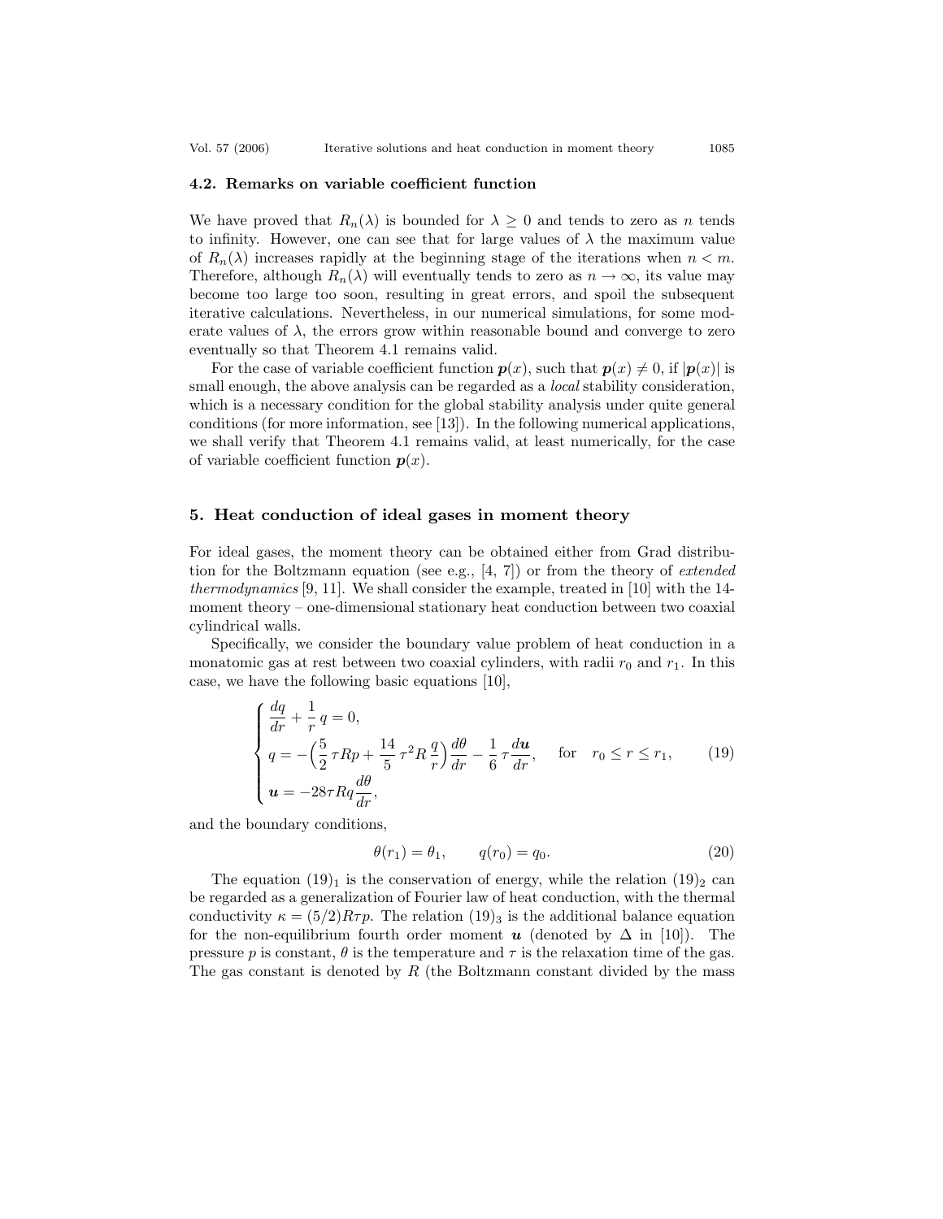### 4.2. Remarks on variable coefficient function

We have proved that $R_n(\lambda)$ is bounded for $\lambda \geq 0$ and tends to zero as $n$ tends to infinity. However, one can see that for large values of $\lambda$ the maximum value of $R_n(\lambda)$ increases rapidly at the beginning stage of the iterations when $n < m$. Therefore, although $R_n(\lambda)$ will eventually tends to zero as $n \to \infty$, its value may become too large too soon, resulting in great errors, and spoil the subsequent iterative calculations. Nevertheless, in our numerical simulations, for some moderate values of $\lambda$, the errors grow within reasonable bound and converge to zero eventually so that Theorem 4.1 remains valid.

For the case of variable coefficient function $\boldsymbol{p}(x)$, such that $\boldsymbol{p}(x) \neq 0$, if $|\boldsymbol{p}(x)|$ is small enough, the above analysis can be regarded as a *local* stability consideration, which is a necessary condition for the global stability analysis under quite general conditions (for more information, see [13]). In the following numerical applications, we shall verify that Theorem 4.1 remains valid, at least numerically, for the case of variable coefficient function $\boldsymbol{p}(x)$.

## 5. Heat conduction of ideal gases in moment theory

For ideal gases, the moment theory can be obtained either from Grad distribution for the Boltzmann equation (see e.g., [4, 7]) or from the theory of *extended thermodynamics* [9, 11]. We shall consider the example, treated in [10] with the 14-moment theory – one-dimensional stationary heat conduction between two coaxial cylindrical walls.

Specifically, we consider the boundary value problem of heat conduction in a monatomic gas at rest between two coaxial cylinders, with radii $r_0$ and $r_1$. In this case, we have the following basic equations [10],

$$\begin{cases} \dfrac{dq}{dr} + \dfrac{1}{r}\, q = 0, \\ q = -\Big(\dfrac{5}{2}\,\tau R p + \dfrac{14}{5}\,\tau^2 R\,\dfrac{q}{r}\Big)\dfrac{d\theta}{dr} - \dfrac{1}{6}\,\tau \dfrac{d\boldsymbol{u}}{dr}, \qquad \text{for} \quad r_0 \leq r \leq r_1, \\ \boldsymbol{u} = -28\tau R q \dfrac{d\theta}{dr}, \end{cases} \tag{19}$$

and the boundary conditions,

$$\theta(r_1) = \theta_1, \qquad q(r_0) = q_0. \tag{20}$$

The equation $(19)_1$ is the conservation of energy, while the relation $(19)_2$ can be regarded as a generalization of Fourier law of heat conduction, with the thermal conductivity $\kappa = (5/2)R\tau p$. The relation $(19)_3$ is the additional balance equation for the non-equilibrium fourth order moment $\boldsymbol{u}$ (denoted by $\Delta$ in [10]). The pressure $p$ is constant, $\theta$ is the temperature and $\tau$ is the relaxation time of the gas. The gas constant is denoted by $R$ (the Boltzmann constant divided by the mass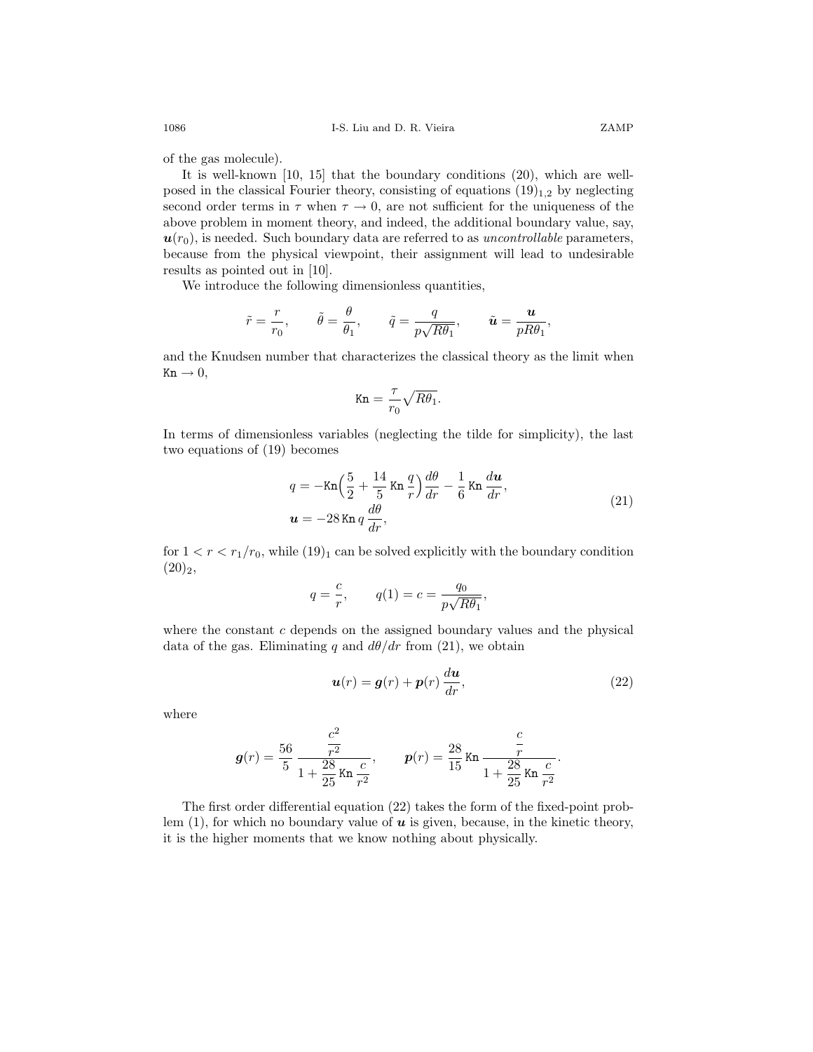of the gas molecule).

It is well-known [10, 15] that the boundary conditions (20), which are well-posed in the classical Fourier theory, consisting of equations $(19)_{1,2}$ by neglecting second order terms in $\tau$ when $\tau \to 0$, are not sufficient for the uniqueness of the above problem in moment theory, and indeed, the additional boundary value, say, $\boldsymbol{u}(r_0)$, is needed. Such boundary data are referred to as *uncontrollable* parameters, because from the physical viewpoint, their assignment will lead to undesirable results as pointed out in [10].

We introduce the following dimensionless quantities,

$$\tilde{r} = \frac{r}{r_0}, \qquad \tilde{\theta} = \frac{\theta}{\theta_1}, \qquad \tilde{q} = \frac{q}{p\sqrt{R\theta_1}}, \qquad \tilde{\boldsymbol{u}} = \frac{\boldsymbol{u}}{pR\theta_1},$$

and the Knudsen number that characterizes the classical theory as the limit when $\mathtt{Kn} \to 0$,

$$\mathtt{Kn} = \frac{\tau}{r_0}\sqrt{R\theta_1}.$$

In terms of dimensionless variables (neglecting the tilde for simplicity), the last two equations of (19) becomes

$$\begin{aligned} q &= -\mathtt{Kn}\Big(\frac{5}{2} + \frac{14}{5}\,\mathtt{Kn}\,\frac{q}{r}\Big)\frac{d\theta}{dr} - \frac{1}{6}\,\mathtt{Kn}\,\frac{d\boldsymbol{u}}{dr}, \\ \boldsymbol{u} &= -28\,\mathtt{Kn}\,q\,\frac{d\theta}{dr}, \end{aligned} \tag{21}$$

for $1 < r < r_1/r_0$, while $(19)_1$ can be solved explicitly with the boundary condition $(20)_2$,

$$q = \frac{c}{r}, \qquad q(1) = c = \frac{q_0}{p\sqrt{R\theta_1}},$$

where the constant $c$ depends on the assigned boundary values and the physical data of the gas. Eliminating $q$ and $d\theta/dr$ from (21), we obtain

$$\boldsymbol{u}(r) = \boldsymbol{g}(r) + \boldsymbol{p}(r)\,\frac{d\boldsymbol{u}}{dr}, \tag{22}$$

where

$$\boldsymbol{g}(r) = \frac{56}{5}\,\frac{\dfrac{c^2}{r^2}}{1 + \dfrac{28}{25}\,\mathtt{Kn}\,\dfrac{c}{r^2}}, \qquad \boldsymbol{p}(r) = \frac{28}{15}\,\mathtt{Kn}\,\frac{\dfrac{c}{r}}{1 + \dfrac{28}{25}\,\mathtt{Kn}\,\dfrac{c}{r^2}}.$$

The first order differential equation (22) takes the form of the fixed-point problem (1), for which no boundary value of $\boldsymbol{u}$ is given, because, in the kinetic theory, it is the higher moments that we know nothing about physically.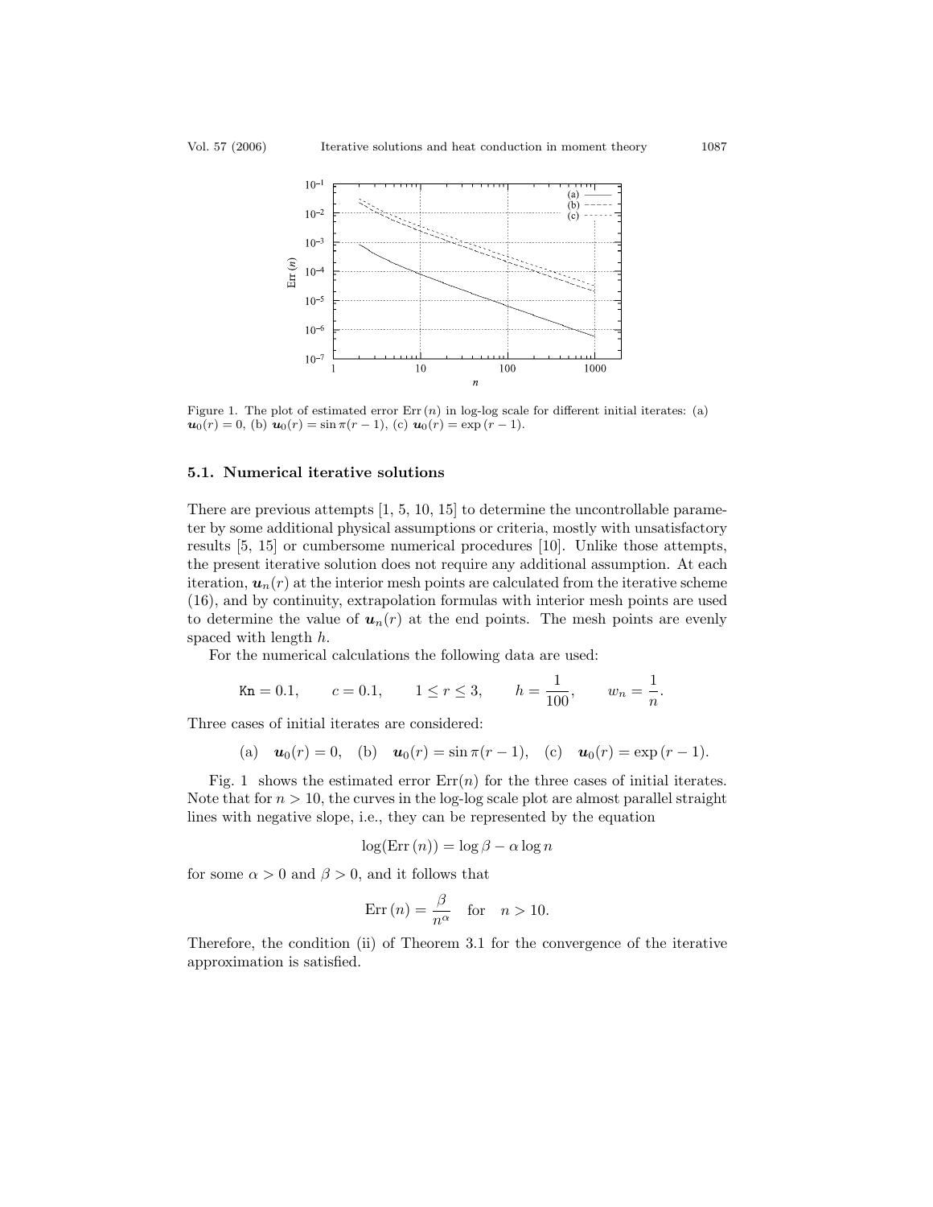Figure 1. The plot of estimated error $\mathrm{Err}\,(n)$ in log-log scale for different initial iterates: (a) $\boldsymbol{u}_0(r) = 0$, (b) $\boldsymbol{u}_0(r) = \sin \pi(r-1)$, (c) $\boldsymbol{u}_0(r) = \exp(r-1)$.

### 5.1. Numerical iterative solutions

There are previous attempts [1, 5, 10, 15] to determine the uncontrollable parameter by some additional physical assumptions or criteria, mostly with unsatisfactory results [5, 15] or cumbersome numerical procedures [10]. Unlike those attempts, the present iterative solution does not require any additional assumption. At each iteration, $\boldsymbol{u}_n(r)$ at the interior mesh points are calculated from the iterative scheme (16), and by continuity, extrapolation formulas with interior mesh points are used to determine the value of $\boldsymbol{u}_n(r)$ at the end points. The mesh points are evenly spaced with length $h$.

For the numerical calculations the following data are used:

$$\mathtt{Kn} = 0.1, \qquad c = 0.1, \qquad 1 \leq r \leq 3, \qquad h = \frac{1}{100}, \qquad w_n = \frac{1}{n}.$$

Three cases of initial iterates are considered:

$$\text{(a)} \quad \boldsymbol{u}_0(r) = 0, \quad \text{(b)} \quad \boldsymbol{u}_0(r) = \sin \pi(r-1), \quad \text{(c)} \quad \boldsymbol{u}_0(r) = \exp(r-1).$$

Fig. 1 shows the estimated error $\mathrm{Err}(n)$ for the three cases of initial iterates. Note that for $n > 10$, the curves in the log-log scale plot are almost parallel straight lines with negative slope, i.e., they can be represented by the equation

$$\log(\mathrm{Err}\,(n)) = \log \beta - \alpha \log n$$

for some $\alpha > 0$ and $\beta > 0$, and it follows that

$$\mathrm{Err}\,(n) = \frac{\beta}{n^\alpha} \quad \text{for} \quad n > 10.$$

Therefore, the condition (ii) of Theorem 3.1 for the convergence of the iterative approximation is satisfied.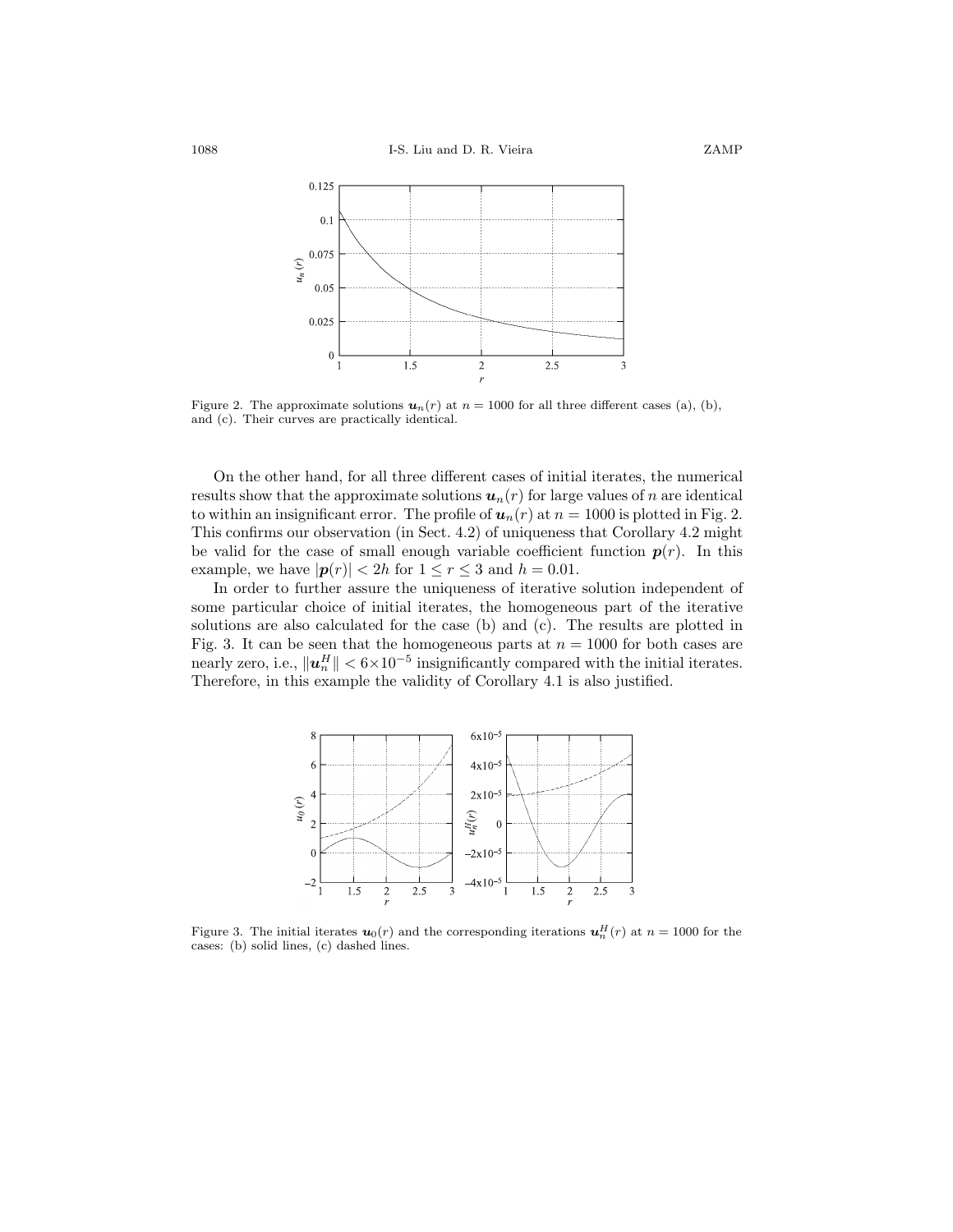Figure 2. The approximate solutions $\boldsymbol{u}_n(r)$ at $n = 1000$ for all three different cases (a), (b), and (c). Their curves are practically identical.

On the other hand, for all three different cases of initial iterates, the numerical results show that the approximate solutions $\boldsymbol{u}_n(r)$ for large values of $n$ are identical to within an insignificant error. The profile of $\boldsymbol{u}_n(r)$ at $n = 1000$ is plotted in Fig. 2. This confirms our observation (in Sect. 4.2) of uniqueness that Corollary 4.2 might be valid for the case of small enough variable coefficient function $\boldsymbol{p}(r)$. In this example, we have $|\boldsymbol{p}(r)| < 2h$ for $1 \leq r \leq 3$ and $h = 0.01$.

In order to further assure the uniqueness of iterative solution independent of some particular choice of initial iterates, the homogeneous part of the iterative solutions are also calculated for the case (b) and (c). The results are plotted in Fig. 3. It can be seen that the homogeneous parts at $n = 1000$ for both cases are nearly zero, i.e., $\|\boldsymbol{u}_n^H\| < 6\times10^{-5}$ insignificantly compared with the initial iterates. Therefore, in this example the validity of Corollary 4.1 is also justified.

Figure 3. The initial iterates $\boldsymbol{u}_0(r)$ and the corresponding iterations $\boldsymbol{u}_n^H(r)$ at $n = 1000$ for the cases: (b) solid lines, (c) dashed lines.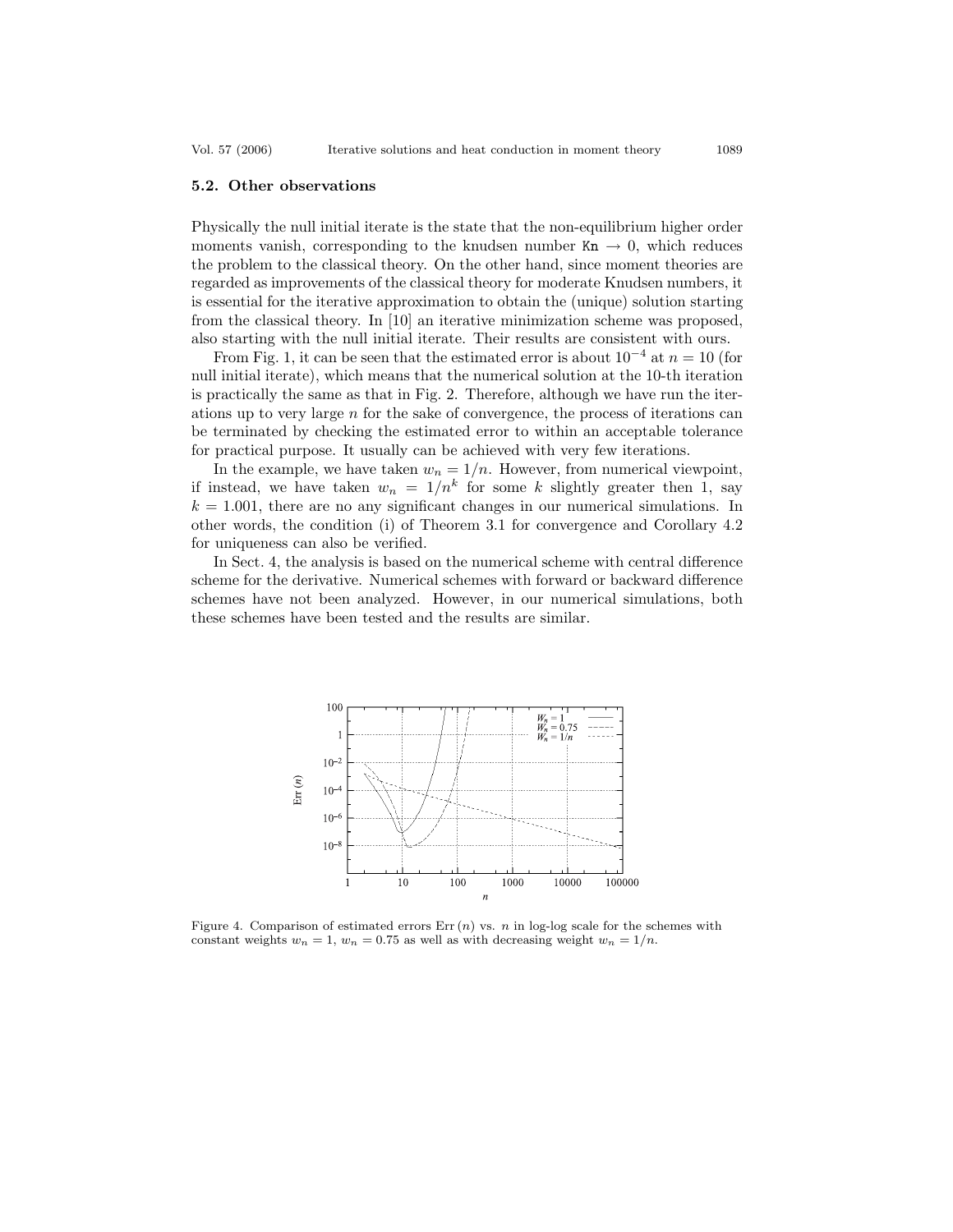### 5.2. Other observations

Physically the null initial iterate is the state that the non-equilibrium higher order moments vanish, corresponding to the knudsen number $\mathtt{Kn} \to 0$, which reduces the problem to the classical theory. On the other hand, since moment theories are regarded as improvements of the classical theory for moderate Knudsen numbers, it is essential for the iterative approximation to obtain the (unique) solution starting from the classical theory. In [10] an iterative minimization scheme was proposed, also starting with the null initial iterate. Their results are consistent with ours.

From Fig. 1, it can be seen that the estimated error is about $10^{-4}$ at $n = 10$ (for null initial iterate), which means that the numerical solution at the 10-th iteration is practically the same as that in Fig. 2. Therefore, although we have run the iterations up to very large $n$ for the sake of convergence, the process of iterations can be terminated by checking the estimated error to within an acceptable tolerance for practical purpose. It usually can be achieved with very few iterations.

In the example, we have taken $w_n = 1/n$. However, from numerical viewpoint, if instead, we have taken $w_n = 1/n^k$ for some $k$ slightly greater then 1, say $k = 1.001$, there are no any significant changes in our numerical simulations. In other words, the condition (i) of Theorem 3.1 for convergence and Corollary 4.2 for uniqueness can also be verified.

In Sect. 4, the analysis is based on the numerical scheme with central difference scheme for the derivative. Numerical schemes with forward or backward difference schemes have not been analyzed. However, in our numerical simulations, both these schemes have been tested and the results are similar.

Figure 4. Comparison of estimated errors Err $(n)$ vs. $n$ in log-log scale for the schemes with constant weights $w_n = 1$, $w_n = 0.75$ as well as with decreasing weight $w_n = 1/n$.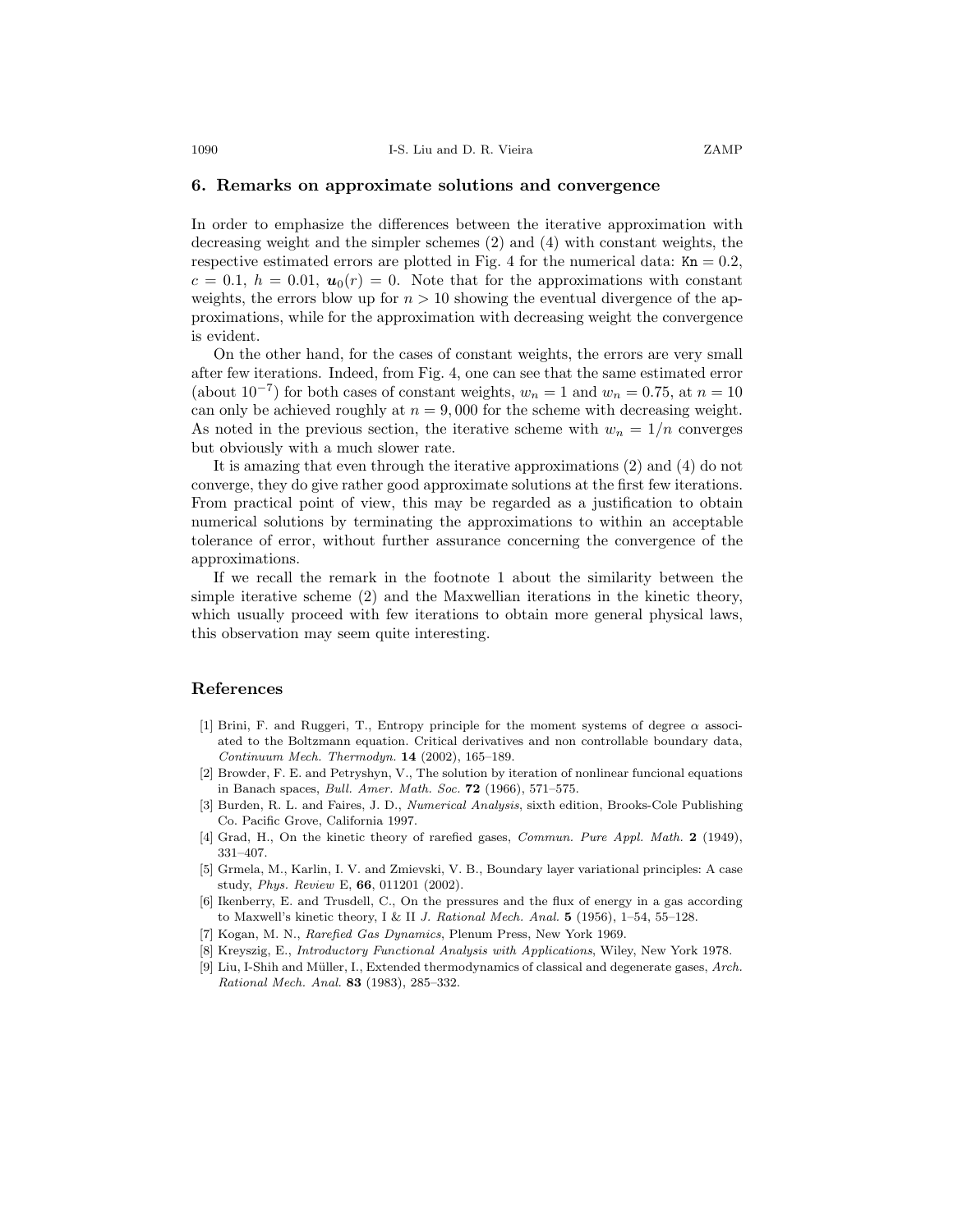## 6. Remarks on approximate solutions and convergence

In order to emphasize the differences between the iterative approximation with decreasing weight and the simpler schemes (2) and (4) with constant weights, the respective estimated errors are plotted in Fig. 4 for the numerical data: $\mathtt{Kn} = 0.2$, $c = 0.1$, $h = 0.01$, $\boldsymbol{u}_0(r) = 0$. Note that for the approximations with constant weights, the errors blow up for $n > 10$ showing the eventual divergence of the approximations, while for the approximation with decreasing weight the convergence is evident.

On the other hand, for the cases of constant weights, the errors are very small after few iterations. Indeed, from Fig. 4, one can see that the same estimated error (about $10^{-7}$) for both cases of constant weights, $w_n = 1$ and $w_n = 0.75$, at $n = 10$ can only be achieved roughly at $n = 9,000$ for the scheme with decreasing weight. As noted in the previous section, the iterative scheme with $w_n = 1/n$ converges but obviously with a much slower rate.

It is amazing that even through the iterative approximations (2) and (4) do not converge, they do give rather good approximate solutions at the first few iterations. From practical point of view, this may be regarded as a justification to obtain numerical solutions by terminating the approximations to within an acceptable tolerance of error, without further assurance concerning the convergence of the approximations.

If we recall the remark in the footnote 1 about the similarity between the simple iterative scheme (2) and the Maxwellian iterations in the kinetic theory, which usually proceed with few iterations to obtain more general physical laws, this observation may seem quite interesting.

## References

[1] Brini, F. and Ruggeri, T., Entropy principle for the moment systems of degree $\alpha$ associated to the Boltzmann equation. Critical derivatives and non controllable boundary data, *Continuum Mech. Thermodyn.* **14** (2002), 165–189.

[2] Browder, F. E. and Petryshyn, V., The solution by iteration of nonlinear funcional equations in Banach spaces, *Bull. Amer. Math. Soc.* **72** (1966), 571–575.

[3] Burden, R. L. and Faires, J. D., *Numerical Analysis*, sixth edition, Brooks-Cole Publishing Co. Pacific Grove, California 1997.

[4] Grad, H., On the kinetic theory of rarefied gases, *Commun. Pure Appl. Math.* **2** (1949), 331–407.

[5] Grmela, M., Karlin, I. V. and Zmievski, V. B., Boundary layer variational principles: A case study, *Phys. Review* E, **66**, 011201 (2002).

[6] Ikenberry, E. and Trusdell, C., On the pressures and the flux of energy in a gas according to Maxwell's kinetic theory, I & II *J. Rational Mech. Anal.* **5** (1956), 1–54, 55–128.

[7] Kogan, M. N., *Rarefied Gas Dynamics*, Plenum Press, New York 1969.

[8] Kreyszig, E., *Introductory Functional Analysis with Applications*, Wiley, New York 1978.

[9] Liu, I-Shih and Müller, I., Extended thermodynamics of classical and degenerate gases, *Arch. Rational Mech. Anal.* **83** (1983), 285–332.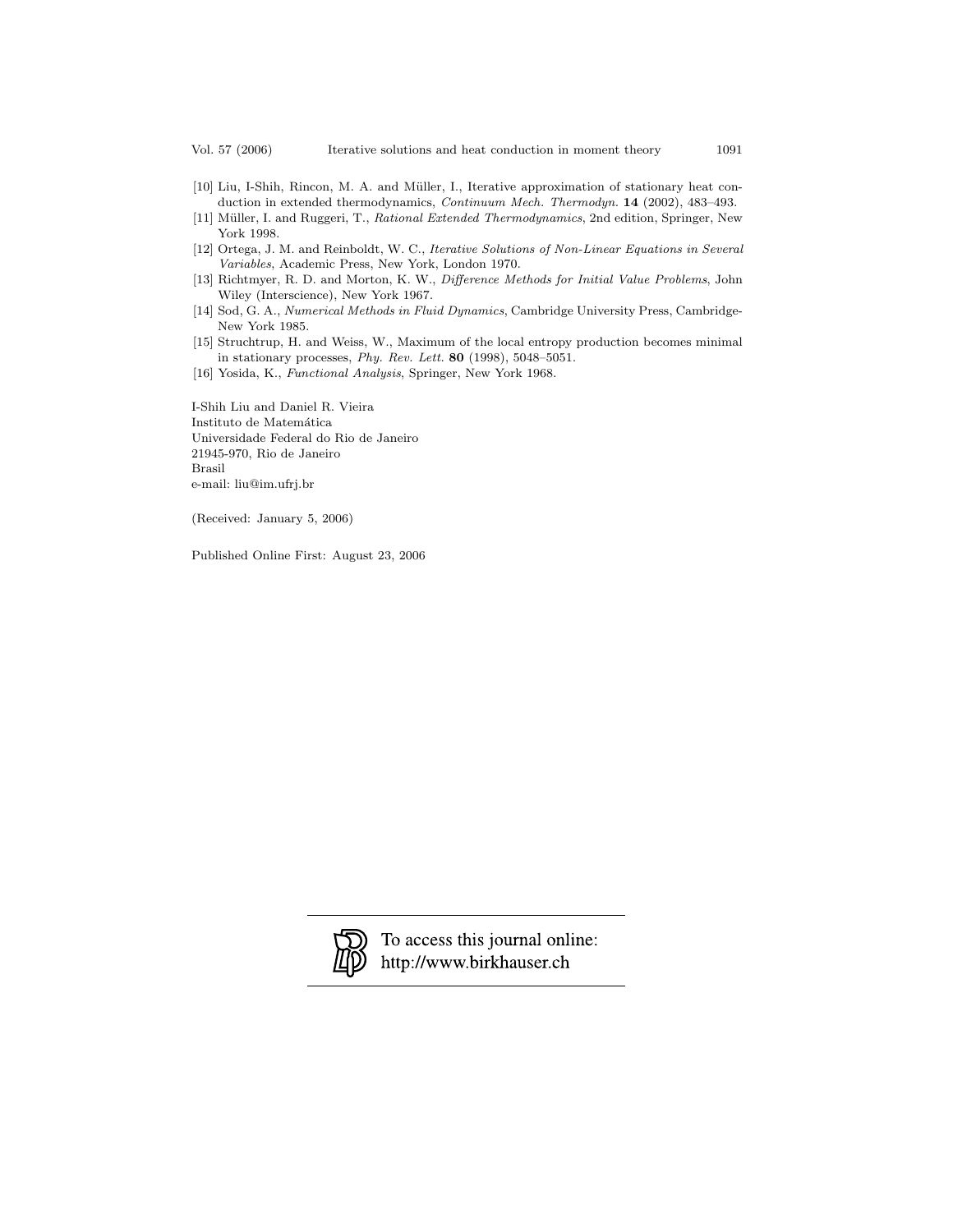[10] Liu, I-Shih, Rincon, M. A. and Müller, I., Iterative approximation of stationary heat conduction in extended thermodynamics, *Continuum Mech. Thermodyn.* **14** (2002), 483–493.

[11] Müller, I. and Ruggeri, T., *Rational Extended Thermodynamics*, 2nd edition, Springer, New York 1998.

[12] Ortega, J. M. and Reinboldt, W. C., *Iterative Solutions of Non-Linear Equations in Several Variables*, Academic Press, New York, London 1970.

[13] Richtmyer, R. D. and Morton, K. W., *Difference Methods for Initial Value Problems*, John Wiley (Interscience), New York 1967.

[14] Sod, G. A., *Numerical Methods in Fluid Dynamics*, Cambridge University Press, Cambridge-New York 1985.

[15] Struchtrup, H. and Weiss, W., Maximum of the local entropy production becomes minimal in stationary processes, *Phy. Rev. Lett.* **80** (1998), 5048–5051.

[16] Yosida, K., *Functional Analysis*, Springer, New York 1968.

I-Shih Liu and Daniel R. Vieira
Instituto de Matemática
Universidade Federal do Rio de Janeiro
21945-970, Rio de Janeiro
Brasil
e-mail: liu@im.ufrj.br

(Received: January 5, 2006)

Published Online First: August 23, 2006

To access this journal online:
http://www.birkhauser.ch